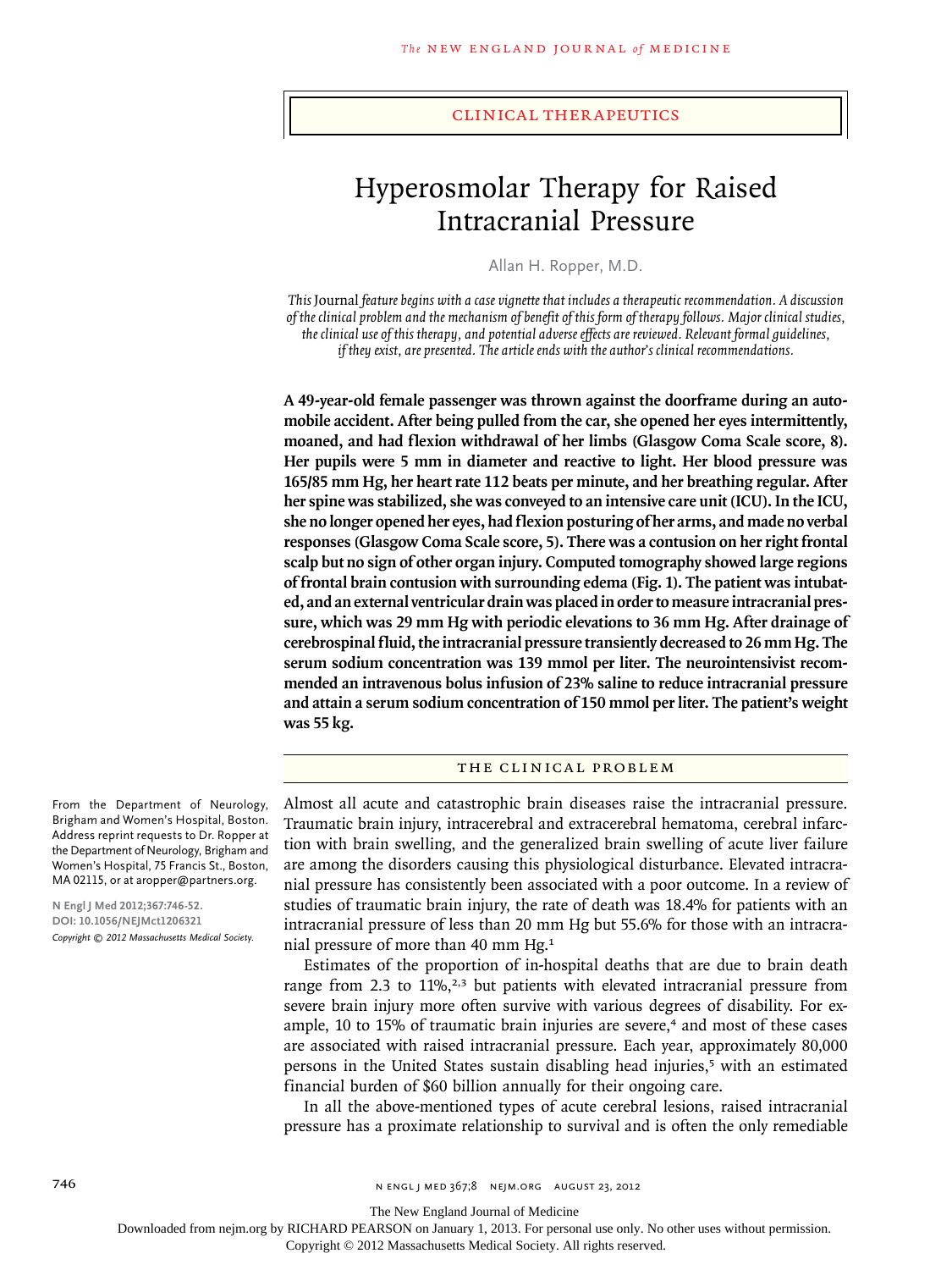## CLINICAL THERAPEUTICS

# Hyperosmolar Therapy for Raised Intracranial Pressure

Allan H. Ropper, M.D.

*This* Journal *feature begins with a case vignette that includes a therapeutic recommendation. A discussion of the clinical problem and the mechanism of benefit of this form of therapy follows. Major clinical studies, the clinical use of this therapy, and potential adverse effects are reviewed. Relevant formal guidelines, if they exist, are presented. The article ends with the author's clinical recommendations.*

**A 49-year-old female passenger was thrown against the doorframe during an automobile accident. After being pulled from the car, she opened her eyes intermittently, moaned, and had flexion withdrawal of her limbs (Glasgow Coma Scale score, 8). Her pupils were 5 mm in diameter and reactive to light. Her blood pressure was 165/85 mm Hg, her heart rate 112 beats per minute, and her breathing regular. After her spine was stabilized, she was conveyed to an intensive care unit (ICU). In the ICU, she no longer opened her eyes, had flexion posturing of her arms, and made no verbal responses (Glasgow Coma Scale score, 5). There was a contusion on her right frontal scalp but no sign of other organ injury. Computed tomography showed large regions of frontal brain contusion with surrounding edema (Fig. 1). The patient was intubated, and an external ventricular drain was placed in order to measure intracranial pressure, which was 29 mm Hg with periodic elevations to 36 mm Hg. After drainage of cerebrospinal fluid, the intracranial pressure transiently decreased to 26 mm Hg. The serum sodium concentration was 139 mmol per liter. The neurointensivist recommended an intravenous bolus infusion of 23% saline to reduce intracranial pressure and attain a serum sodium concentration of 150 mmol per liter. The patient's weight was 55 kg.**

From the Department of Neurology, Brigham and Women's Hospital, Boston. Address reprint requests to Dr. Ropper at the Department of Neurology, Brigham and Women's Hospital, 75 Francis St., Boston, MA 02115, or at aropper@partners.org.

N Engl J Med 2012;367:746-52.
DOI: 10.1056/NEJMct1206321
*Copyright © 2012 Massachusetts Medical Society.*

## THE CLINICAL PROBLEM

Almost all acute and catastrophic brain diseases raise the intracranial pressure. Traumatic brain injury, intracerebral and extracerebral hematoma, cerebral infarction with brain swelling, and the generalized brain swelling of acute liver failure are among the disorders causing this physiological disturbance. Elevated intracranial pressure has consistently been associated with a poor outcome. In a review of studies of traumatic brain injury, the rate of death was 18.4% for patients with an intracranial pressure of less than 20 mm Hg but 55.6% for those with an intracranial pressure of more than 40 mm Hg.[1]

Estimates of the proportion of in-hospital deaths that are due to brain death range from 2.3 to 11%,[2,3] but patients with elevated intracranial pressure from severe brain injury more often survive with various degrees of disability. For example, 10 to 15% of traumatic brain injuries are severe,[4] and most of these cases are associated with raised intracranial pressure. Each year, approximately 80,000 persons in the United States sustain disabling head injuries,[5] with an estimated financial burden of $60 billion annually for their ongoing care.

In all the above-mentioned types of acute cerebral lesions, raised intracranial pressure has a proximate relationship to survival and is often the only remediable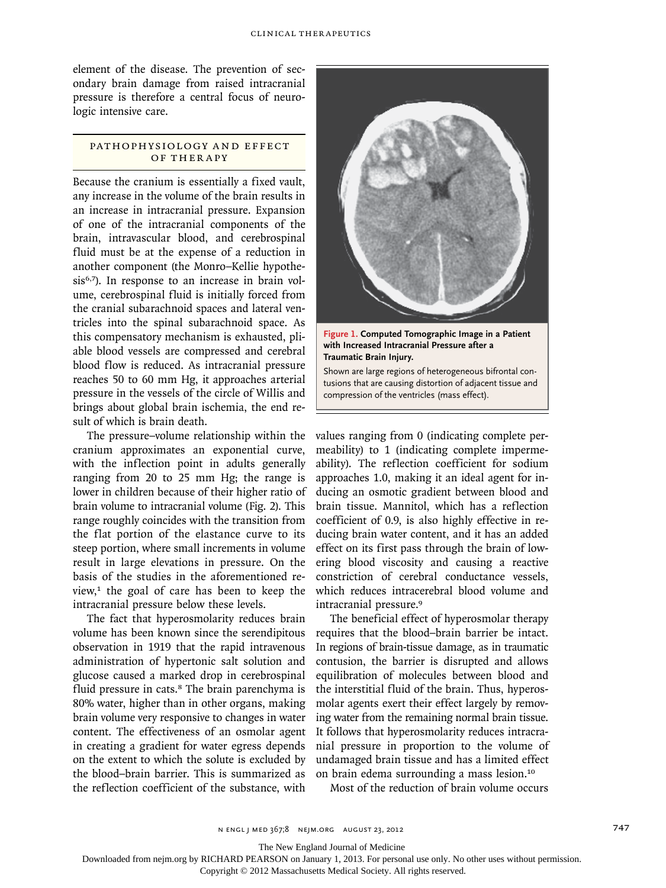element of the disease. The prevention of secondary brain damage from raised intracranial pressure is therefore a central focus of neurologic intensive care.

## PATHOPHYSIOLOGY AND EFFECT OF THERAPY

Because the cranium is essentially a fixed vault, any increase in the volume of the brain results in an increase in intracranial pressure. Expansion of one of the intracranial components of the brain, intravascular blood, and cerebrospinal fluid must be at the expense of a reduction in another component (the Monro–Kellie hypothesis[6,7]). In response to an increase in brain volume, cerebrospinal fluid is initially forced from the cranial subarachnoid spaces and lateral ventricles into the spinal subarachnoid space. As this compensatory mechanism is exhausted, pliable blood vessels are compressed and cerebral blood flow is reduced. As intracranial pressure reaches 50 to 60 mm Hg, it approaches arterial pressure in the vessels of the circle of Willis and brings about global brain ischemia, the end result of which is brain death.

The pressure–volume relationship within the cranium approximates an exponential curve, with the inflection point in adults generally ranging from 20 to 25 mm Hg; the range is lower in children because of their higher ratio of brain volume to intracranial volume (Fig. 2). This range roughly coincides with the transition from the flat portion of the elastance curve to its steep portion, where small increments in volume result in large elevations in pressure. On the basis of the studies in the aforementioned review,[1] the goal of care has been to keep the intracranial pressure below these levels.

The fact that hyperosmolarity reduces brain volume has been known since the serendipitous observation in 1919 that the rapid intravenous administration of hypertonic salt solution and glucose caused a marked drop in cerebrospinal fluid pressure in cats.[8] The brain parenchyma is 80% water, higher than in other organs, making brain volume very responsive to changes in water content. The effectiveness of an osmolar agent in creating a gradient for water egress depends on the extent to which the solute is excluded by the blood–brain barrier. This is summarized as the reflection coefficient of the substance, with values ranging from 0 (indicating complete permeability) to 1 (indicating complete impermeability). The reflection coefficient for sodium approaches 1.0, making it an ideal agent for inducing an osmotic gradient between blood and brain tissue. Mannitol, which has a reflection coefficient of 0.9, is also highly effective in reducing brain water content, and it has an added effect on its first pass through the brain of lowering blood viscosity and causing a reactive constriction of cerebral conductance vessels, which reduces intracerebral blood volume and intracranial pressure.[9]

**Figure 1. Computed Tomographic Image in a Patient with Increased Intracranial Pressure after a Traumatic Brain Injury.**

Shown are large regions of heterogeneous bifrontal contusions that are causing distortion of adjacent tissue and compression of the ventricles (mass effect).

The beneficial effect of hyperosmolar therapy requires that the blood–brain barrier be intact. In regions of brain-tissue damage, as in traumatic contusion, the barrier is disrupted and allows equilibration of molecules between blood and the interstitial fluid of the brain. Thus, hyperosmolar agents exert their effect largely by removing water from the remaining normal brain tissue. It follows that hyperosmolarity reduces intracranial pressure in proportion to the volume of undamaged brain tissue and has a limited effect on brain edema surrounding a mass lesion.[10]

Most of the reduction of brain volume occurs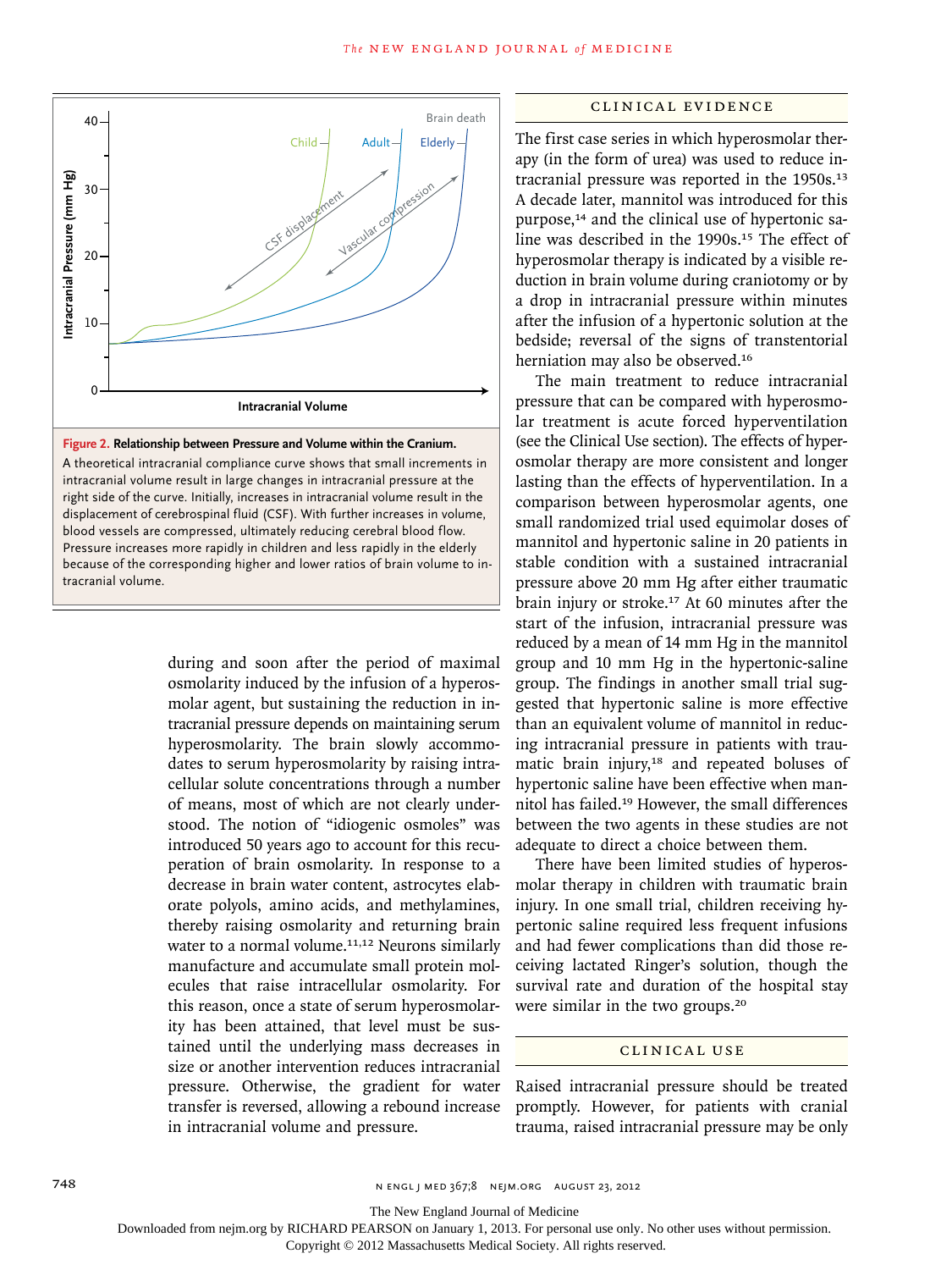40
30
20
10
0

Intracranial Pressure (mm Hg)

Intracranial Volume

Brain death

Child

Adult

Elderly

CSF displacement

Vascular compression

**Figure 2. Relationship between Pressure and Volume within the Cranium.**
A theoretical intracranial compliance curve shows that small increments in intracranial volume result in large changes in intracranial pressure at the right side of the curve. Initially, increases in intracranial volume result in the displacement of cerebrospinal fluid (CSF). With further increases in volume, blood vessels are compressed, ultimately reducing cerebral blood flow. Pressure increases more rapidly in children and less rapidly in the elderly because of the corresponding higher and lower ratios of brain volume to intracranial volume.

during and soon after the period of maximal osmolarity induced by the infusion of a hyperosmolar agent, but sustaining the reduction in intracranial pressure depends on maintaining serum hyperosmolarity. The brain slowly accommodates to serum hyperosmolarity by raising intracellular solute concentrations through a number of means, most of which are not clearly understood. The notion of "idiogenic osmoles" was introduced 50 years ago to account for this recuperation of brain osmolarity. In response to a decrease in brain water content, astrocytes elaborate polyols, amino acids, and methylamines, thereby raising osmolarity and returning brain water to a normal volume.[11,12] Neurons similarly manufacture and accumulate small protein molecules that raise intracellular osmolarity. For this reason, once a state of serum hyperosmolarity has been attained, that level must be sustained until the underlying mass decreases in size or another intervention reduces intracranial pressure. Otherwise, the gradient for water transfer is reversed, allowing a rebound increase in intracranial volume and pressure.

## CLINICAL EVIDENCE

The first case series in which hyperosmolar therapy (in the form of urea) was used to reduce intracranial pressure was reported in the 1950s.[13] A decade later, mannitol was introduced for this purpose,[14] and the clinical use of hypertonic saline was described in the 1990s.[15] The effect of hyperosmolar therapy is indicated by a visible reduction in brain volume during craniotomy or by a drop in intracranial pressure within minutes after the infusion of a hypertonic solution at the bedside; reversal of the signs of transtentorial herniation may also be observed.[16]

The main treatment to reduce intracranial pressure that can be compared with hyperosmolar treatment is acute forced hyperventilation (see the Clinical Use section). The effects of hyperosmolar therapy are more consistent and longer lasting than the effects of hyperventilation. In a comparison between hyperosmolar agents, one small randomized trial used equimolar doses of mannitol and hypertonic saline in 20 patients in stable condition with a sustained intracranial pressure above 20 mm Hg after either traumatic brain injury or stroke.[17] At 60 minutes after the start of the infusion, intracranial pressure was reduced by a mean of 14 mm Hg in the mannitol group and 10 mm Hg in the hypertonic-saline group. The findings in another small trial suggested that hypertonic saline is more effective than an equivalent volume of mannitol in reducing intracranial pressure in patients with traumatic brain injury,[18] and repeated boluses of hypertonic saline have been effective when mannitol has failed.[19] However, the small differences between the two agents in these studies are not adequate to direct a choice between them.

There have been limited studies of hyperosmolar therapy in children with traumatic brain injury. In one small trial, children receiving hypertonic saline required less frequent infusions and had fewer complications than did those receiving lactated Ringer's solution, though the survival rate and duration of the hospital stay were similar in the two groups.[20]

## CLINICAL USE

Raised intracranial pressure should be treated promptly. However, for patients with cranial trauma, raised intracranial pressure may be only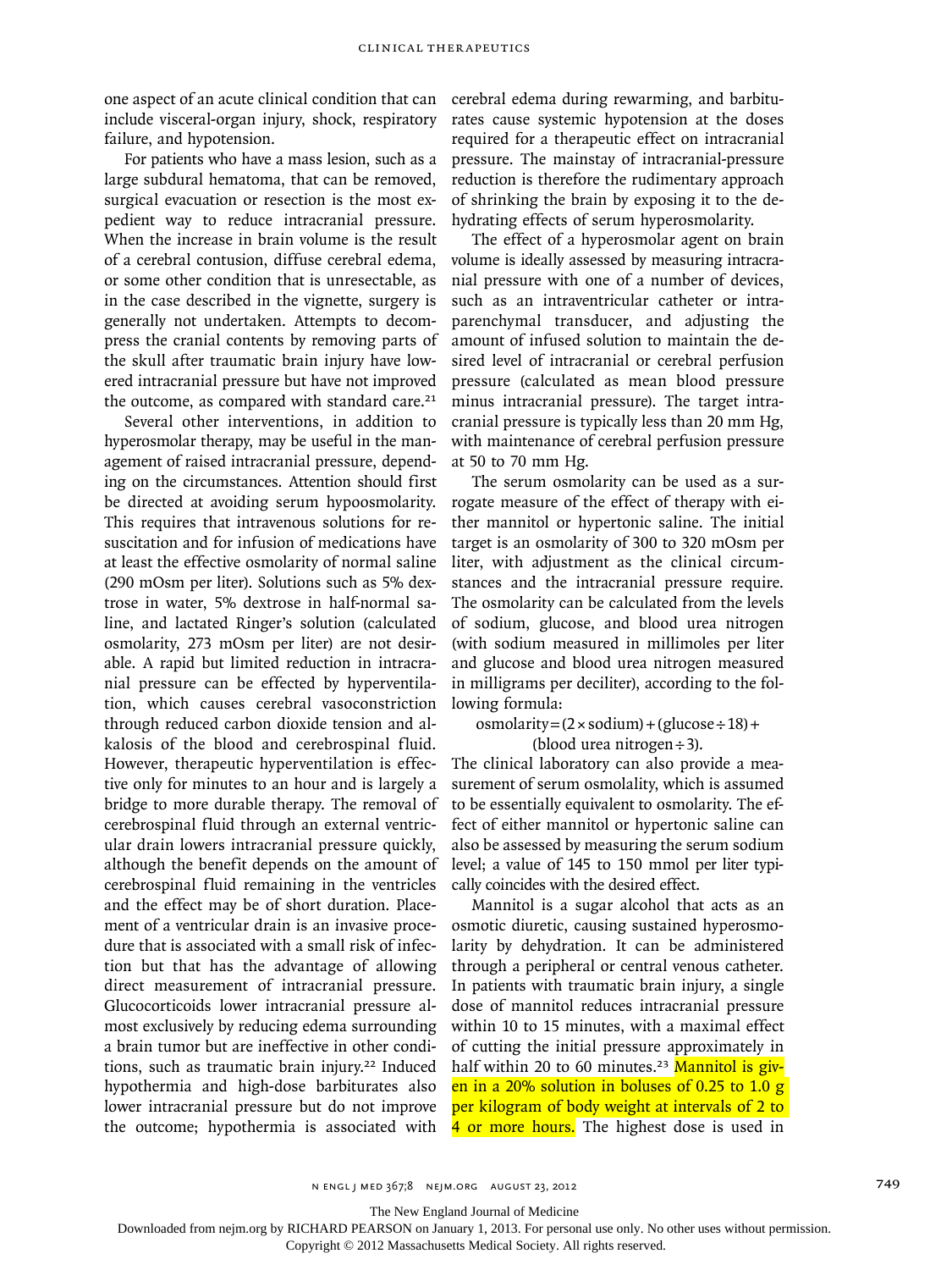one aspect of an acute clinical condition that can include visceral-organ injury, shock, respiratory failure, and hypotension.

For patients who have a mass lesion, such as a large subdural hematoma, that can be removed, surgical evacuation or resection is the most expedient way to reduce intracranial pressure. When the increase in brain volume is the result of a cerebral contusion, diffuse cerebral edema, or some other condition that is unresectable, as in the case described in the vignette, surgery is generally not undertaken. Attempts to decompress the cranial contents by removing parts of the skull after traumatic brain injury have lowered intracranial pressure but have not improved the outcome, as compared with standard care.[21]

Several other interventions, in addition to hyperosmolar therapy, may be useful in the management of raised intracranial pressure, depending on the circumstances. Attention should first be directed at avoiding serum hypoosmolarity. This requires that intravenous solutions for resuscitation and for infusion of medications have at least the effective osmolarity of normal saline (290 mOsm per liter). Solutions such as 5% dextrose in water, 5% dextrose in half-normal saline, and lactated Ringer's solution (calculated osmolarity, 273 mOsm per liter) are not desirable. A rapid but limited reduction in intracranial pressure can be effected by hyperventilation, which causes cerebral vasoconstriction through reduced carbon dioxide tension and alkalosis of the blood and cerebrospinal fluid. However, therapeutic hyperventilation is effective only for minutes to an hour and is largely a bridge to more durable therapy. The removal of cerebrospinal fluid through an external ventricular drain lowers intracranial pressure quickly, although the benefit depends on the amount of cerebrospinal fluid remaining in the ventricles and the effect may be of short duration. Placement of a ventricular drain is an invasive procedure that is associated with a small risk of infection but that has the advantage of allowing direct measurement of intracranial pressure. Glucocorticoids lower intracranial pressure almost exclusively by reducing edema surrounding a brain tumor but are ineffective in other conditions, such as traumatic brain injury.[22] Induced hypothermia and high-dose barbiturates also lower intracranial pressure but do not improve the outcome; hypothermia is associated with cerebral edema during rewarming, and barbiturates cause systemic hypotension at the doses required for a therapeutic effect on intracranial pressure. The mainstay of intracranial-pressure reduction is therefore the rudimentary approach of shrinking the brain by exposing it to the dehydrating effects of serum hyperosmolarity.

The effect of a hyperosmolar agent on brain volume is ideally assessed by measuring intracranial pressure with one of a number of devices, such as an intraventricular catheter or intraparenchymal transducer, and adjusting the amount of infused solution to maintain the desired level of intracranial or cerebral perfusion pressure (calculated as mean blood pressure minus intracranial pressure). The target intracranial pressure is typically less than 20 mm Hg, with maintenance of cerebral perfusion pressure at 50 to 70 mm Hg.

The serum osmolarity can be used as a surrogate measure of the effect of therapy with either mannitol or hypertonic saline. The initial target is an osmolarity of 300 to 320 mOsm per liter, with adjustment as the clinical circumstances and the intracranial pressure require. The osmolarity can be calculated from the levels of sodium, glucose, and blood urea nitrogen (with sodium measured in millimoles per liter and glucose and blood urea nitrogen measured in milligrams per deciliter), according to the following formula:

$$\text{osmolarity} = (2 \times \text{sodium}) + (\text{glucose} \div 18) + (\text{blood urea nitrogen} \div 3).$$

The clinical laboratory can also provide a measurement of serum osmolality, which is assumed to be essentially equivalent to osmolarity. The effect of either mannitol or hypertonic saline can also be assessed by measuring the serum sodium level; a value of 145 to 150 mmol per liter typically coincides with the desired effect.

Mannitol is a sugar alcohol that acts as an osmotic diuretic, causing sustained hyperosmolarity by dehydration. It can be administered through a peripheral or central venous catheter. In patients with traumatic brain injury, a single dose of mannitol reduces intracranial pressure within 10 to 15 minutes, with a maximal effect of cutting the initial pressure approximately in half within 20 to 60 minutes.[23] Mannitol is given in a 20% solution in boluses of 0.25 to 1.0 g per kilogram of body weight at intervals of 2 to 4 or more hours. The highest dose is used in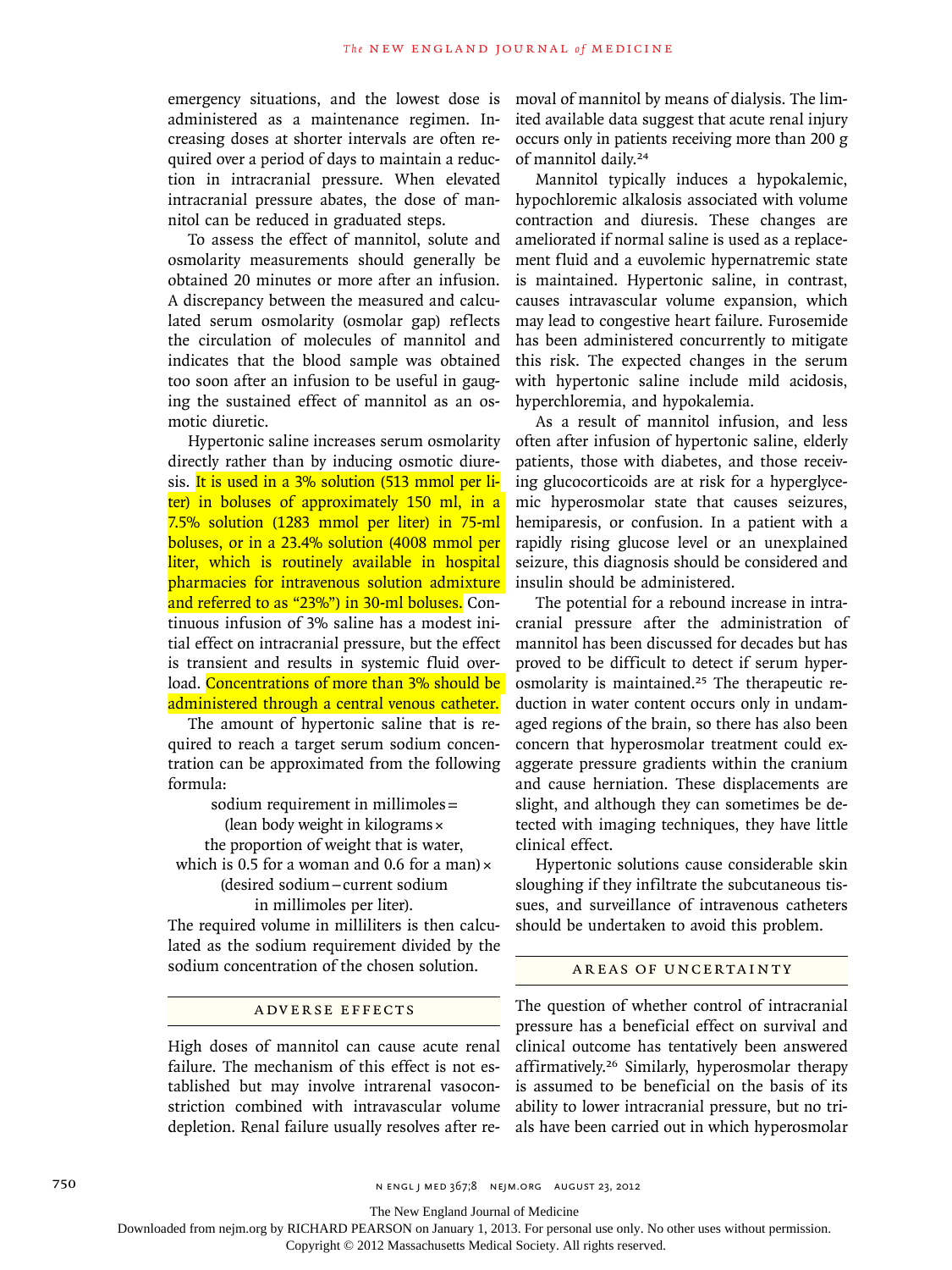emergency situations, and the lowest dose is administered as a maintenance regimen. Increasing doses at shorter intervals are often required over a period of days to maintain a reduction in intracranial pressure. When elevated intracranial pressure abates, the dose of mannitol can be reduced in graduated steps.

To assess the effect of mannitol, solute and osmolarity measurements should generally be obtained 20 minutes or more after an infusion. A discrepancy between the measured and calculated serum osmolarity (osmolar gap) reflects the circulation of molecules of mannitol and indicates that the blood sample was obtained too soon after an infusion to be useful in gauging the sustained effect of mannitol as an osmotic diuretic.

Hypertonic saline increases serum osmolarity directly rather than by inducing osmotic diuresis. It is used in a 3% solution (513 mmol per liter) in boluses of approximately 150 ml, in a 7.5% solution (1283 mmol per liter) in 75-ml boluses, or in a 23.4% solution (4008 mmol per liter, which is routinely available in hospital pharmacies for intravenous solution admixture and referred to as "23%") in 30-ml boluses. Continuous infusion of 3% saline has a modest initial effect on intracranial pressure, but the effect is transient and results in systemic fluid overload. Concentrations of more than 3% should be administered through a central venous catheter.

The amount of hypertonic saline that is required to reach a target serum sodium concentration can be approximated from the following formula:

sodium requirement in millimoles = (lean body weight in kilograms × the proportion of weight that is water, which is 0.5 for a woman and 0.6 for a man) × (desired sodium − current sodium in millimoles per liter).

The required volume in milliliters is then calculated as the sodium requirement divided by the sodium concentration of the chosen solution.

## ADVERSE EFFECTS

High doses of mannitol can cause acute renal failure. The mechanism of this effect is not established but may involve intrarenal vasoconstriction combined with intravascular volume depletion. Renal failure usually resolves after removal of mannitol by means of dialysis. The limited available data suggest that acute renal injury occurs only in patients receiving more than 200 g of mannitol daily.[24]

Mannitol typically induces a hypokalemic, hypochloremic alkalosis associated with volume contraction and diuresis. These changes are ameliorated if normal saline is used as a replacement fluid and a euvolemic hypernatremic state is maintained. Hypertonic saline, in contrast, causes intravascular volume expansion, which may lead to congestive heart failure. Furosemide has been administered concurrently to mitigate this risk. The expected changes in the serum with hypertonic saline include mild acidosis, hyperchloremia, and hypokalemia.

As a result of mannitol infusion, and less often after infusion of hypertonic saline, elderly patients, those with diabetes, and those receiving glucocorticoids are at risk for a hyperglycemic hyperosmolar state that causes seizures, hemiparesis, or confusion. In a patient with a rapidly rising glucose level or an unexplained seizure, this diagnosis should be considered and insulin should be administered.

The potential for a rebound increase in intracranial pressure after the administration of mannitol has been discussed for decades but has proved to be difficult to detect if serum hyperosmolarity is maintained.[25] The therapeutic reduction in water content occurs only in undamaged regions of the brain, so there has also been concern that hyperosmolar treatment could exaggerate pressure gradients within the cranium and cause herniation. These displacements are slight, and although they can sometimes be detected with imaging techniques, they have little clinical effect.

Hypertonic solutions cause considerable skin sloughing if they infiltrate the subcutaneous tissues, and surveillance of intravenous catheters should be undertaken to avoid this problem.

## AREAS OF UNCERTAINTY

The question of whether control of intracranial pressure has a beneficial effect on survival and clinical outcome has tentatively been answered affirmatively.[26] Similarly, hyperosmolar therapy is assumed to be beneficial on the basis of its ability to lower intracranial pressure, but no trials have been carried out in which hyperosmolar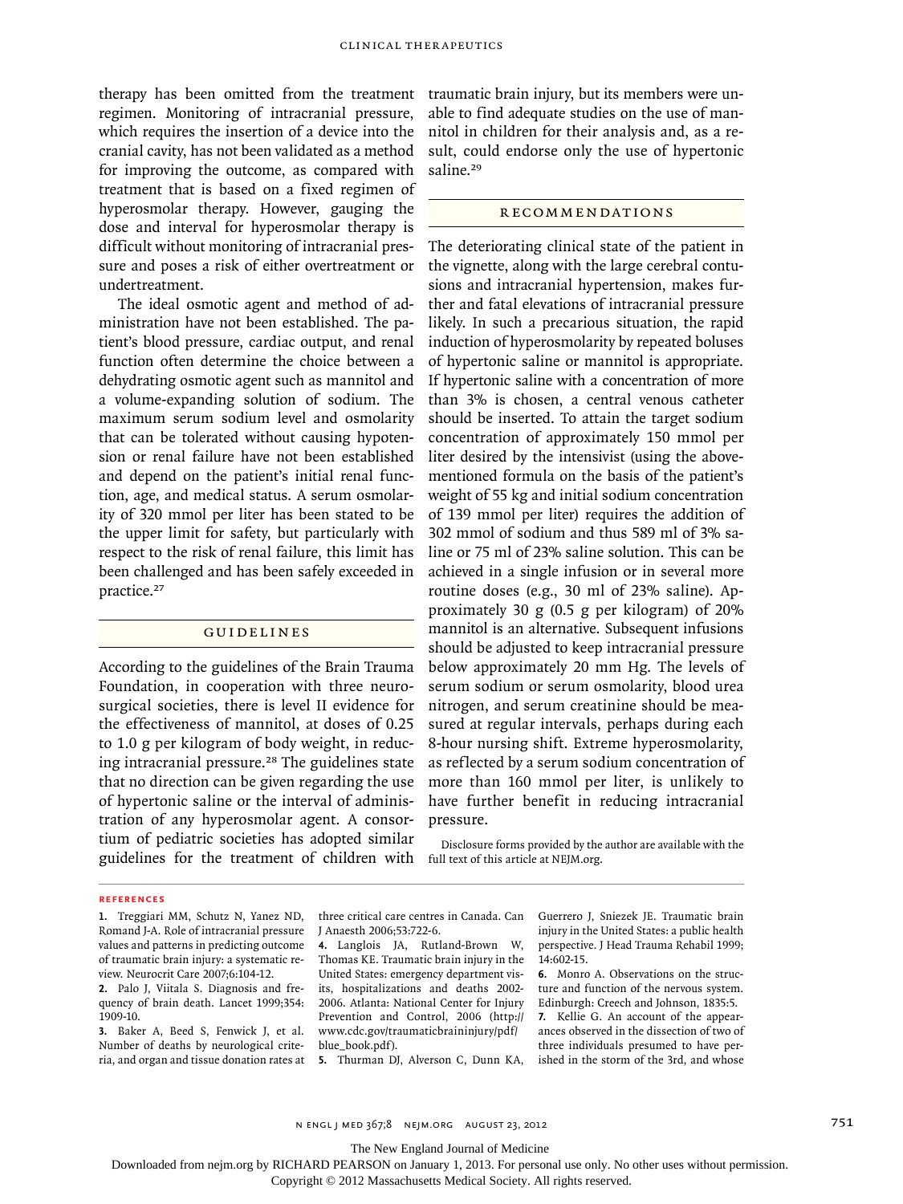therapy has been omitted from the treatment regimen. Monitoring of intracranial pressure, which requires the insertion of a device into the cranial cavity, has not been validated as a method for improving the outcome, as compared with treatment that is based on a fixed regimen of hyperosmolar therapy. However, gauging the dose and interval for hyperosmolar therapy is difficult without monitoring of intracranial pressure and poses a risk of either overtreatment or undertreatment.

The ideal osmotic agent and method of administration have not been established. The patient's blood pressure, cardiac output, and renal function often determine the choice between a dehydrating osmotic agent such as mannitol and a volume-expanding solution of sodium. The maximum serum sodium level and osmolarity that can be tolerated without causing hypotension or renal failure have not been established and depend on the patient's initial renal function, age, and medical status. A serum osmolarity of 320 mmol per liter has been stated to be the upper limit for safety, but particularly with respect to the risk of renal failure, this limit has been challenged and has been safely exceeded in practice.[27]

## GUIDELINES

According to the guidelines of the Brain Trauma Foundation, in cooperation with three neurosurgical societies, there is level II evidence for the effectiveness of mannitol, at doses of 0.25 to 1.0 g per kilogram of body weight, in reducing intracranial pressure.[28] The guidelines state that no direction can be given regarding the use of hypertonic saline or the interval of administration of any hyperosmolar agent. A consortium of pediatric societies has adopted similar guidelines for the treatment of children with traumatic brain injury, but its members were unable to find adequate studies on the use of mannitol in children for their analysis and, as a result, could endorse only the use of hypertonic saline.[29]

## RECOMMENDATIONS

The deteriorating clinical state of the patient in the vignette, along with the large cerebral contusions and intracranial hypertension, makes further and fatal elevations of intracranial pressure likely. In such a precarious situation, the rapid induction of hyperosmolarity by repeated boluses of hypertonic saline or mannitol is appropriate. If hypertonic saline with a concentration of more than 3% is chosen, a central venous catheter should be inserted. To attain the target sodium concentration of approximately 150 mmol per liter desired by the intensivist (using the above-mentioned formula on the basis of the patient's weight of 55 kg and initial sodium concentration of 139 mmol per liter) requires the addition of 302 mmol of sodium and thus 589 ml of 3% saline or 75 ml of 23% saline solution. This can be achieved in a single infusion or in several more routine doses (e.g., 30 ml of 23% saline). Approximately 30 g (0.5 g per kilogram) of 20% mannitol is an alternative. Subsequent infusions should be adjusted to keep intracranial pressure below approximately 20 mm Hg. The levels of serum sodium or serum osmolarity, blood urea nitrogen, and serum creatinine should be measured at regular intervals, perhaps during each 8-hour nursing shift. Extreme hyperosmolarity, as reflected by a serum sodium concentration of more than 160 mmol per liter, is unlikely to have further benefit in reducing intracranial pressure.

Disclosure forms provided by the author are available with the full text of this article at NEJM.org.

## REFERENCES

1. Treggiari MM, Schutz N, Yanez ND, Romand J-A. Role of intracranial pressure values and patterns in predicting outcome of traumatic brain injury: a systematic review. Neurocrit Care 2007;6:104-12.
2. Palo J, Viitala S. Diagnosis and frequency of brain death. Lancet 1999;354:1909-10.
3. Baker A, Beed S, Fenwick J, et al. Number of deaths by neurological criteria, and organ and tissue donation rates at three critical care centres in Canada. Can J Anaesth 2006;53:722-6.
4. Langlois JA, Rutland-Brown W, Thomas KE. Traumatic brain injury in the United States: emergency department visits, hospitalizations and deaths 2002-2006. Atlanta: National Center for Injury Prevention and Control, 2006 (http://www.cdc.gov/traumaticbraininjury/pdf/blue_book.pdf).
5. Thurman DJ, Alverson C, Dunn KA, Guerrero J, Sniezek JE. Traumatic brain injury in the United States: a public health perspective. J Head Trauma Rehabil 1999;14:602-15.
6. Monro A. Observations on the structure and function of the nervous system. Edinburgh: Creech and Johnson, 1835:5.
7. Kellie G. An account of the appearances observed in the dissection of two of three individuals presumed to have perished in the storm of the 3rd, and whose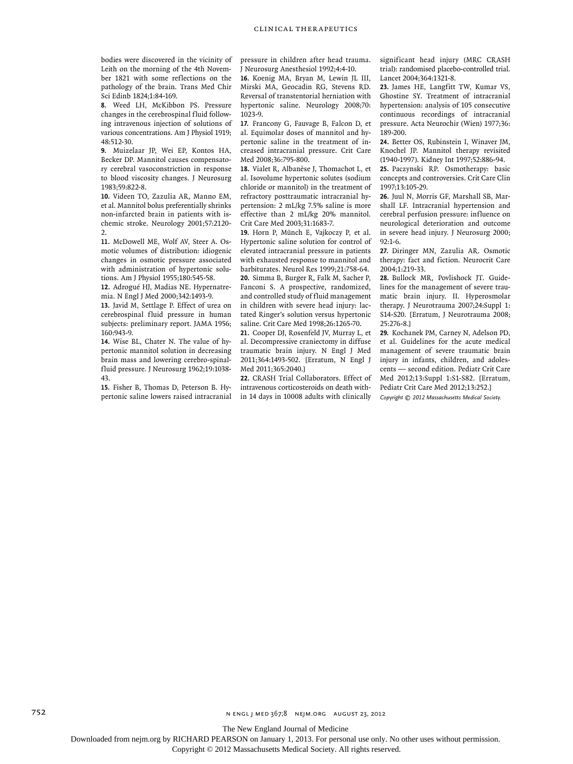bodies were discovered in the vicinity of Leith on the morning of the 4th November 1821 with some reflections on the pathology of the brain. Trans Med Chir Sci Edinb 1824;1:84-169.

**8.** Weed LH, McKibbon PS. Pressure changes in the cerebrospinal fluid following intravenous injection of solutions of various concentrations. Am J Physiol 1919; 48:512-30.

**9.** Muizelaar JP, Wei EP, Kontos HA, Becker DP. Mannitol causes compensatory cerebral vasoconstriction in response to blood viscosity changes. J Neurosurg 1983;59:822-8.

**10.** Videen TO, Zazulia AR, Manno EM, et al. Mannitol bolus preferentially shrinks non-infarcted brain in patients with ischemic stroke. Neurology 2001;57:2120-2.

**11.** McDowell ME, Wolf AV, Steer A. Osmotic volumes of distribution: idiogenic changes in osmotic pressure associated with administration of hypertonic solutions. Am J Physiol 1955;180:545-58.

**12.** Adrogué HJ, Madias NE. Hypernatremia. N Engl J Med 2000;342:1493-9.

**13.** Javid M, Settlage P. Effect of urea on cerebrospinal fluid pressure in human subjects: preliminary report. JAMA 1956; 160:943-9.

**14.** Wise BL, Chater N. The value of hypertonic mannitol solution in decreasing brain mass and lowering cerebro-spinal-fluid pressure. J Neurosurg 1962;19:1038-43.

**15.** Fisher B, Thomas D, Peterson B. Hypertonic saline lowers raised intracranial pressure in children after head trauma. J Neurosurg Anesthesiol 1992;4:4-10.

**16.** Koenig MA, Bryan M, Lewin JL III, Mirski MA, Geocadin RG, Stevens RD. Reversal of transtentorial herniation with hypertonic saline. Neurology 2008;70: 1023-9.

**17.** Francony G, Fauvage B, Falcon D, et al. Equimolar doses of mannitol and hypertonic saline in the treatment of increased intracranial pressure. Crit Care Med 2008;36:795-800.

**18.** Vialet R, Albanèse J, Thomachot L, et al. Isovolume hypertonic solutes (sodium chloride or mannitol) in the treatment of refractory posttraumatic intracranial hypertension: 2 mL/kg 7.5% saline is more effective than 2 mL/kg 20% mannitol. Crit Care Med 2003;31:1683-7.

**19.** Horn P, Münch E, Vajkoczy P, et al. Hypertonic saline solution for control of elevated intracranial pressure in patients with exhausted response to mannitol and barbiturates. Neurol Res 1999;21:758-64.

**20.** Simma B, Burger R, Falk M, Sacher P, Fanconi S. A prospective, randomized, and controlled study of fluid management in children with severe head injury: lactated Ringer's solution versus hypertonic saline. Crit Care Med 1998;26:1265-70.

**21.** Cooper DJ, Rosenfeld JV, Murray L, et al. Decompressive craniectomy in diffuse traumatic brain injury. N Engl J Med 2011;364:1493-502. [Erratum, N Engl J Med 2011;365:2040.]

**22.** CRASH Trial Collaborators. Effect of intravenous corticosteroids on death within 14 days in 10008 adults with clinically significant head injury (MRC CRASH trial): randomised placebo-controlled trial. Lancet 2004;364:1321-8.

**23.** James HE, Langfitt TW, Kumar VS, Ghostine SY. Treatment of intracranial hypertension: analysis of 105 consecutive continuous recordings of intracranial pressure. Acta Neurochir (Wien) 1977;36: 189-200.

**24.** Better OS, Rubinstein I, Winaver JM, Knochel JP. Mannitol therapy revisited (1940-1997). Kidney Int 1997;52:886-94.

**25.** Paczynski RP. Osmotherapy: basic concepts and controversies. Crit Care Clin 1997;13:105-29.

**26.** Juul N, Morris GF, Marshall SB, Marshall LF. Intracranial hypertension and cerebral perfusion pressure: influence on neurological deterioration and outcome in severe head injury. J Neurosurg 2000; 92:1-6.

**27.** Diringer MN, Zazulia AR. Osmotic therapy: fact and fiction. Neurocrit Care 2004;1:219-33.

**28.** Bullock MR, Povlishock JT. Guidelines for the management of severe traumatic brain injury. II. Hyperosmolar therapy. J Neurotrauma 2007;24:Suppl 1: S14-S20. [Erratum, J Neurotrauma 2008; 25:276-8.]

**29.** Kochanek PM, Carney N, Adelson PD, et al. Guidelines for the acute medical management of severe traumatic brain injury in infants, children, and adolescents — second edition. Pediatr Crit Care Med 2012;13:Suppl 1:S1-S82. [Erratum, Pediatr Crit Care Med 2012;13:252.]

*Copyright © 2012 Massachusetts Medical Society.*